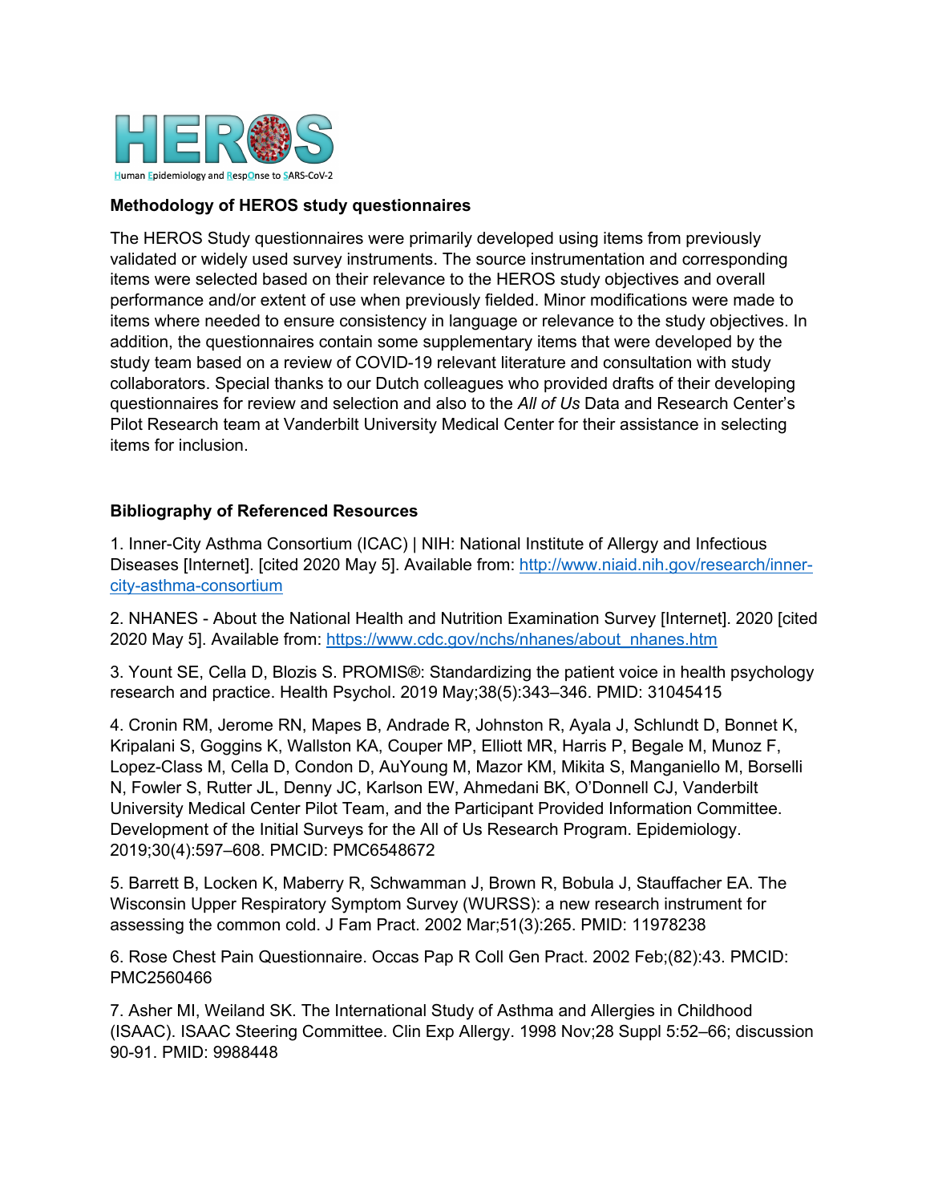HEROS

Human Epidemiology and ResponSe to SARS-CoV-2

**Methodology of HEROS study questionnaires**

The HEROS Study questionnaires were primarily developed using items from previously validated or widely used survey instruments. The source instrumentation and corresponding items were selected based on their relevance to the HEROS study objectives and overall performance and/or extent of use when previously fielded. Minor modifications were made to items where needed to ensure consistency in language or relevance to the study objectives. In addition, the questionnaires contain some supplementary items that were developed by the study team based on a review of COVID-19 relevant literature and consultation with study collaborators. Special thanks to our Dutch colleagues who provided drafts of their developing questionnaires for review and selection and also to the *All of Us* Data and Research Center's Pilot Research team at Vanderbilt University Medical Center for their assistance in selecting items for inclusion.

**Bibliography of Referenced Resources**

1. Inner-City Asthma Consortium (ICAC) | NIH: National Institute of Allergy and Infectious Diseases [Internet]. [cited 2020 May 5]. Available from: http://www.niaid.nih.gov/research/inner-city-asthma-consortium

2. NHANES - About the National Health and Nutrition Examination Survey [Internet]. 2020 [cited 2020 May 5]. Available from: https://www.cdc.gov/nchs/nhanes/about_nhanes.htm

3. Yount SE, Cella D, Blozis S. PROMIS®: Standardizing the patient voice in health psychology research and practice. Health Psychol. 2019 May;38(5):343–346. PMID: 31045415

4. Cronin RM, Jerome RN, Mapes B, Andrade R, Johnston R, Ayala J, Schlundt D, Bonnet K, Kripalani S, Goggins K, Wallston KA, Couper MP, Elliott MR, Harris P, Begale M, Munoz F, Lopez-Class M, Cella D, Condon D, AuYoung M, Mazor KM, Mikita S, Manganiello M, Borselli N, Fowler S, Rutter JL, Denny JC, Karlson EW, Ahmedani BK, O'Donnell CJ, Vanderbilt University Medical Center Pilot Team, and the Participant Provided Information Committee. Development of the Initial Surveys for the All of Us Research Program. Epidemiology. 2019;30(4):597–608. PMCID: PMC6548672

5. Barrett B, Locken K, Maberry R, Schwamman J, Brown R, Bobula J, Stauffacher EA. The Wisconsin Upper Respiratory Symptom Survey (WURSS): a new research instrument for assessing the common cold. J Fam Pract. 2002 Mar;51(3):265. PMID: 11978238

6. Rose Chest Pain Questionnaire. Occas Pap R Coll Gen Pract. 2002 Feb;(82):43. PMCID: PMC2560466

7. Asher MI, Weiland SK. The International Study of Asthma and Allergies in Childhood (ISAAC). ISAAC Steering Committee. Clin Exp Allergy. 1998 Nov;28 Suppl 5:52–66; discussion 90-91. PMID: 9988448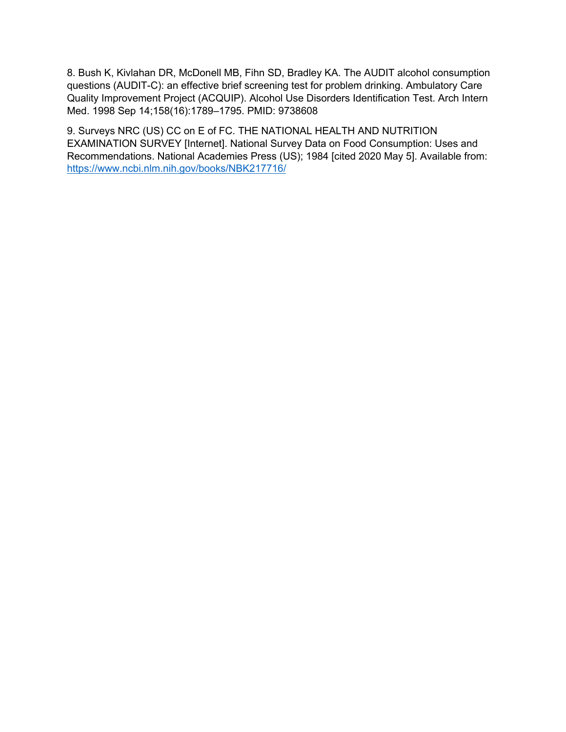8. Bush K, Kivlahan DR, McDonell MB, Fihn SD, Bradley KA. The AUDIT alcohol consumption questions (AUDIT-C): an effective brief screening test for problem drinking. Ambulatory Care Quality Improvement Project (ACQUIP). Alcohol Use Disorders Identification Test. Arch Intern Med. 1998 Sep 14;158(16):1789–1795. PMID: 9738608

9. Surveys NRC (US) CC on E of FC. THE NATIONAL HEALTH AND NUTRITION EXAMINATION SURVEY [Internet]. National Survey Data on Food Consumption: Uses and Recommendations. National Academies Press (US); 1984 [cited 2020 May 5]. Available from: https://www.ncbi.nlm.nih.gov/books/NBK217716/